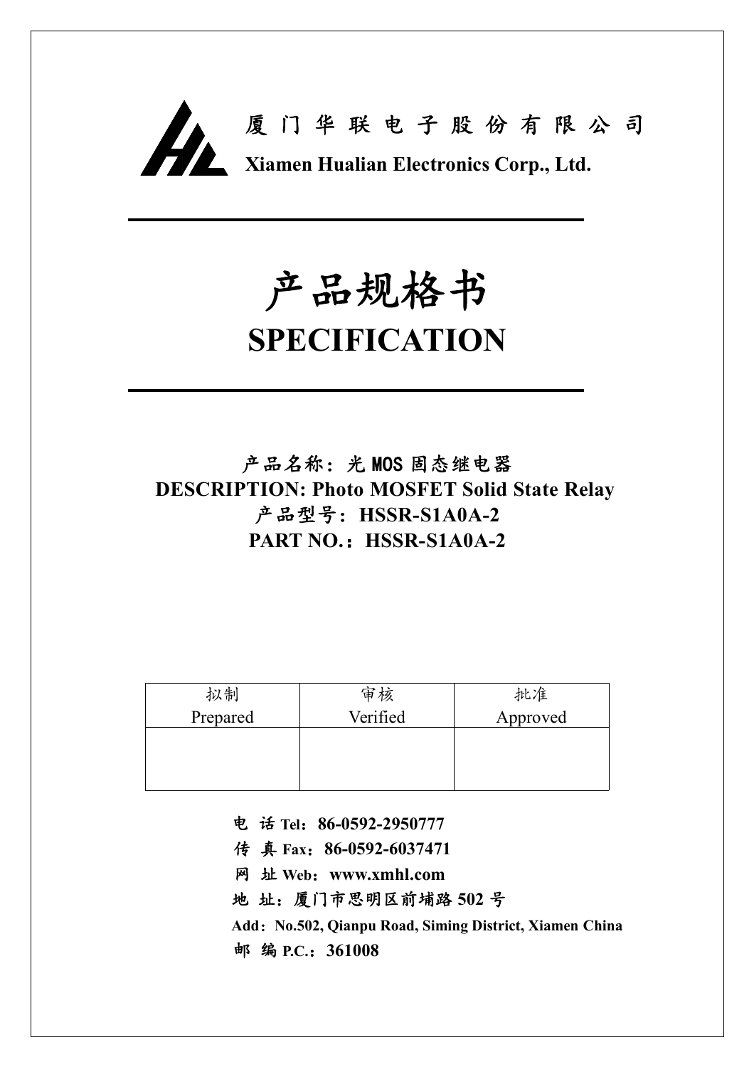厦 门 华 联 电 子 股 份 有 限 公 司

**Xiamen Hualian Electronics Corp., Ltd.**

# 产品规格书

# SPECIFICATION

**产品名称：光 MOS 固态继电器**

**DESCRIPTION: Photo MOSFET Solid State Relay**

**产品型号：HSSR-S1A0A-2**

**PART NO.：HSSR-S1A0A-2**

| 拟制<br>Prepared | 审核<br>Verified | 批准<br>Approved |
| --- | --- | --- |
| | | |

**电 话 Tel：86-0592-2950777**

**传 真 Fax：86-0592-6037471**

**网 址 Web：www.xmhl.com**

**地 址：厦门市思明区前埔路 502 号**

**Add：No.502, Qianpu Road, Siming District, Xiamen China**

**邮 编 P.C.：361008**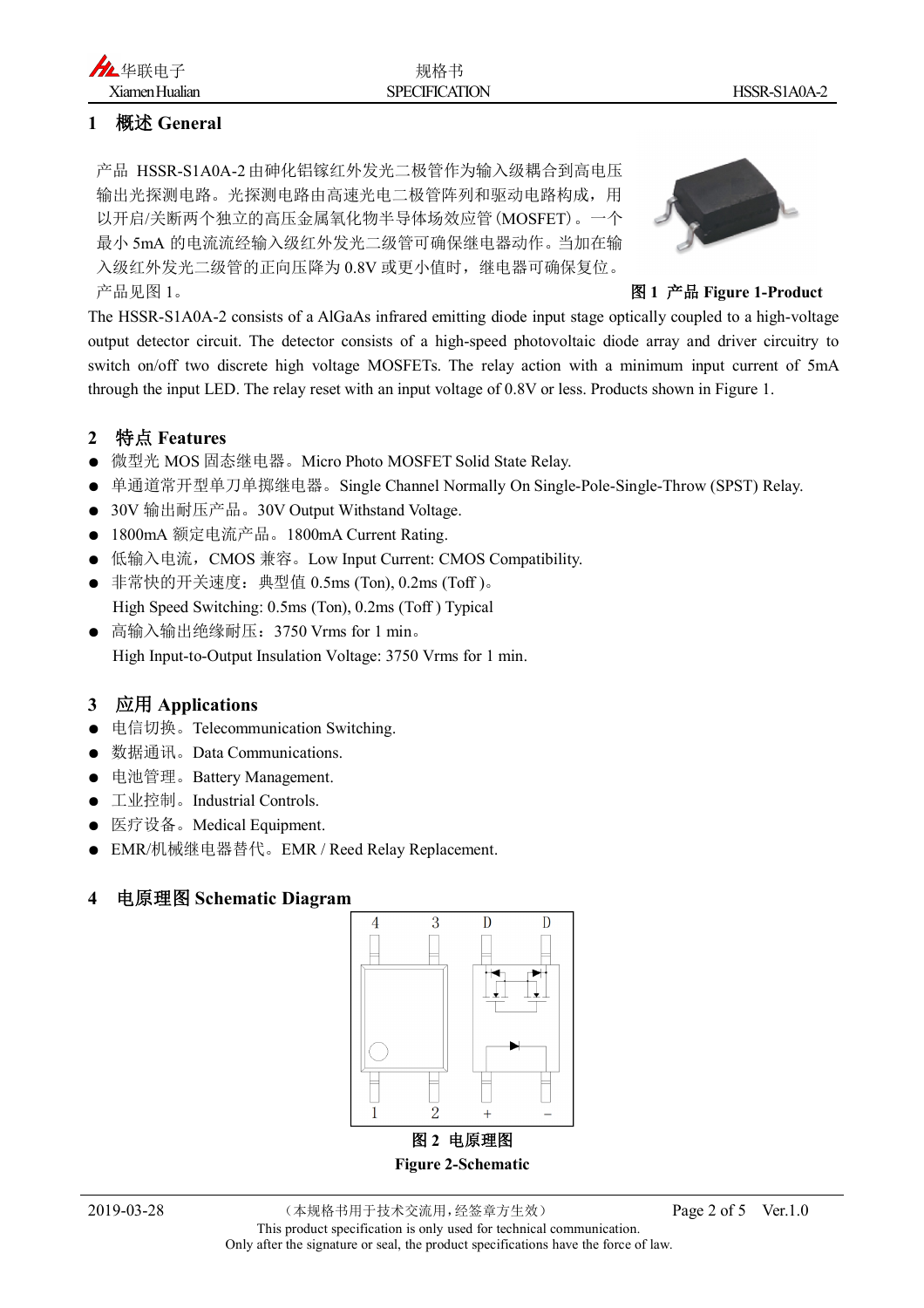## 1 概述 General

产品 HSSR-S1A0A-2 由砷化铝镓红外发光二极管作为输入级耦合到高电压输出光探测电路。光探测电路由高速光电二极管阵列和驱动电路构成，用以开启/关断两个独立的高压金属氧化物半导体场效应管（MOSFET）。一个最小 5mA 的电流流经输入级红外发光二级管可确保继电器动作。当加在输入级红外发光二级管的正向压降为 0.8V 或更小值时，继电器可确保复位。产品见图 1。

**图 1 产品 Figure 1-Product**

The HSSR-S1A0A-2 consists of a AlGaAs infrared emitting diode input stage optically coupled to a high-voltage output detector circuit. The detector consists of a high-speed photovoltaic diode array and driver circuitry to switch on/off two discrete high voltage MOSFETs. The relay action with a minimum input current of 5mA through the input LED. The relay reset with an input voltage of 0.8V or less. Products shown in Figure 1.

## 2 特点 Features

- 微型光 MOS 固态继电器。Micro Photo MOSFET Solid State Relay.
- 单通道常开型单刀单掷继电器。Single Channel Normally On Single-Pole-Single-Throw (SPST) Relay.
- 30V 输出耐压产品。30V Output Withstand Voltage.
- 1800mA 额定电流产品。1800mA Current Rating.
- 低输入电流，CMOS 兼容。Low Input Current: CMOS Compatibility.
- 非常快的开关速度：典型值 0.5ms (Ton), 0.2ms (Toff )。
  High Speed Switching: 0.5ms (Ton), 0.2ms (Toff ) Typical
- 高输入输出绝缘耐压：3750 Vrms for 1 min。
  High Input-to-Output Insulation Voltage: 3750 Vrms for 1 min.

## 3 应用 Applications

- 电信切换。Telecommunication Switching.
- 数据通讯。Data Communications.
- 电池管理。Battery Management.
- 工业控制。Industrial Controls.
- 医疗设备。Medical Equipment.
- EMR/机械继电器替代。EMR / Reed Relay Replacement.

## 4 电原理图 Schematic Diagram

4 3 D D

1 2 + −

**图 2 电原理图**

**Figure 2-Schematic**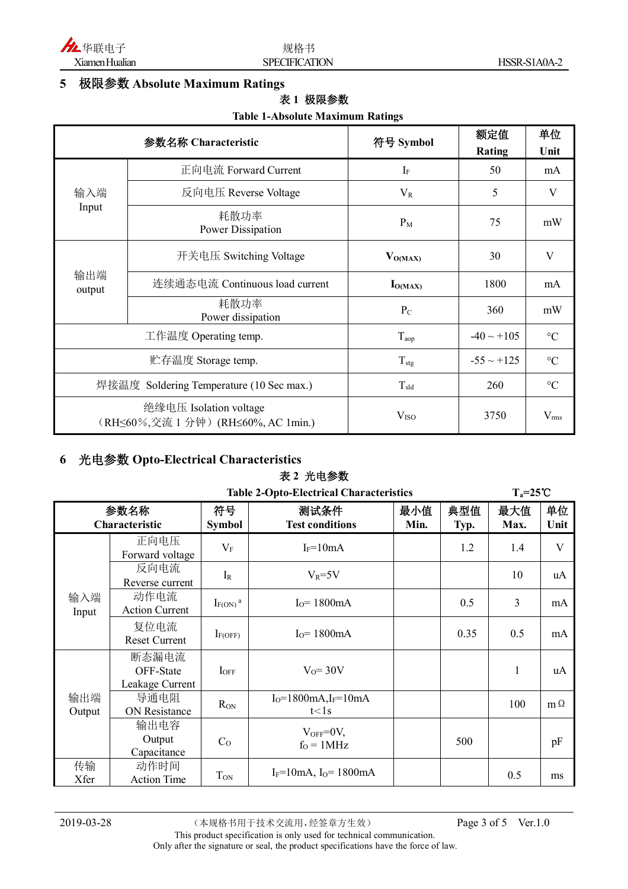## 5 极限参数 Absolute Maximum Ratings

**表 1 极限参数**

**Table 1-Absolute Maximum Ratings**

| 参数名称 Characteristic | | 符号 Symbol | 额定值 Rating | 单位 Unit |
|---|---|---|---|---|
| 输入端 Input | 正向电流 Forward Current | $I_F$ | 50 | mA |
| | 反向电压 Reverse Voltage | $V_R$ | 5 | V |
| | 耗散功率 Power Dissipation | $P_M$ | 75 | mW |
| 输出端 output | 开关电压 Switching Voltage | $V_{O(MAX)}$ | 30 | V |
| | 连续通态电流 Continuous load current | $I_{O(MAX)}$ | 1800 | mA |
| | 耗散功率 Power dissipation | $P_C$ | 360 | mW |
| 工作温度 Operating temp. | | $T_{aop}$ | -40 ~ +105 | ℃ |
| 贮存温度 Storage temp. | | $T_{stg}$ | -55 ~ +125 | ℃ |
| 焊接温度 Soldering Temperature (10 Sec max.) | | $T_{sld}$ | 260 | ℃ |
| 绝缘电压 Isolation voltage（RH≤60%,交流 1 分钟）(RH≤60%, AC 1min.) | | $V_{ISO}$ | 3750 | $V_{rms}$ |

## 6 光电参数 Opto-Electrical Characteristics

**表 2 光电参数**

**Table 2-Opto-Electrical Characteristics** $T_a$=25℃

| 参数名称 Characteristic | | 符号 Symbol | 测试条件 Test conditions | 最小值 Min. | 典型值 Typ. | 最大值 Max. | 单位 Unit |
|---|---|---|---|---|---|---|---|
| 输入端 Input | 正向电压 Forward voltage | $V_F$ | $I_F$=10mA | | 1.2 | 1.4 | V |
| | 反向电流 Reverse current | $I_R$ | $V_R$=5V | | | 10 | uA |
| | 动作电流 Action Current | $I_{F(ON)}$ [a] | $I_O$= 1800mA | | 0.5 | 3 | mA |
| | 复位电流 Reset Current | $I_{F(OFF)}$ | $I_O$= 1800mA | | 0.35 | 0.5 | mA |
| 输出端 Output | 断态漏电流 OFF-State Leakage Current | $I_{OFF}$ | $V_O$= 30V | | | 1 | uA |
| | 导通电阻 ON Resistance | $R_{ON}$ | $I_O$=1800mA,$I_F$=10mA t<1s | | | 100 | mΩ |
| | 输出电容 Output Capacitance | $C_O$ | $V_{OFF}$=0V, $f_O$ = 1MHz | | 500 | | pF |
| 传输 Xfer | 动作时间 Action Time | $T_{ON}$ | $I_F$=10mA, $I_O$= 1800mA | | | 0.5 | ms |

2019-03-28 （本规格书用于技术交流用，经签章方生效）This product specification is only used for technical communication. Only after the signature or seal, the product specifications have the force of law. Ver.1.0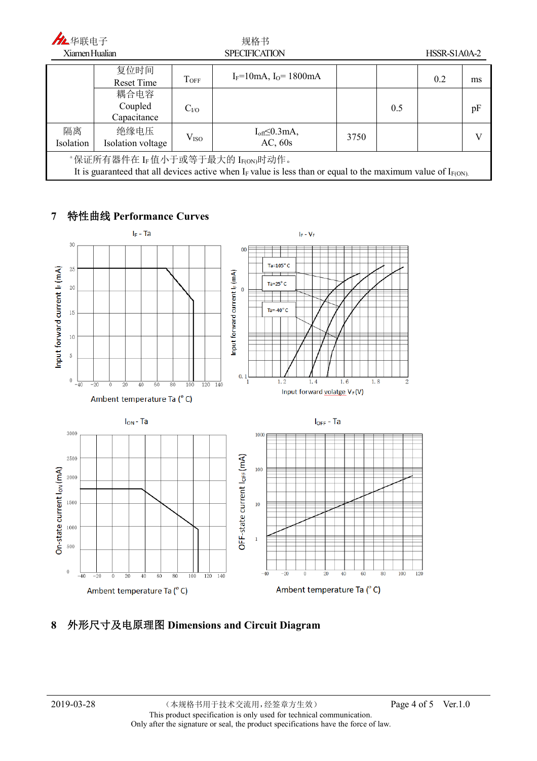|  | 复位时间 Reset Time | $T_{OFF}$ | $I_F$=10mA, $I_O$= 1800mA |  |  | 0.2 | ms |
|---|---|---|---|---|---|---|---|
|  | 耦合电容 Coupled Capacitance | $C_{I/O}$ |  |  | 0.5 |  | pF |
| 隔离 Isolation | 绝缘电压 Isolation voltage | $V_{ISO}$ | $I_{off}$≤0.3mA, AC, 60s | 3750 |  |  | V |
| [a] 保证所有器件在 $I_F$ 值小于或等于最大的 $I_{F(ON)}$时动作。 It is guaranteed that all devices active when $I_F$ value is less than or equal to the maximum value of $I_{F(ON)}$. | | | | | | | |

## 7 特性曲线 Performance Curves

$I_F$ - Ta

$I_F$ - $V_F$

$I_{ON}$ - Ta

$I_{OFF}$ - Ta

## 8 外形尺寸及电原理图 Dimensions and Circuit Diagram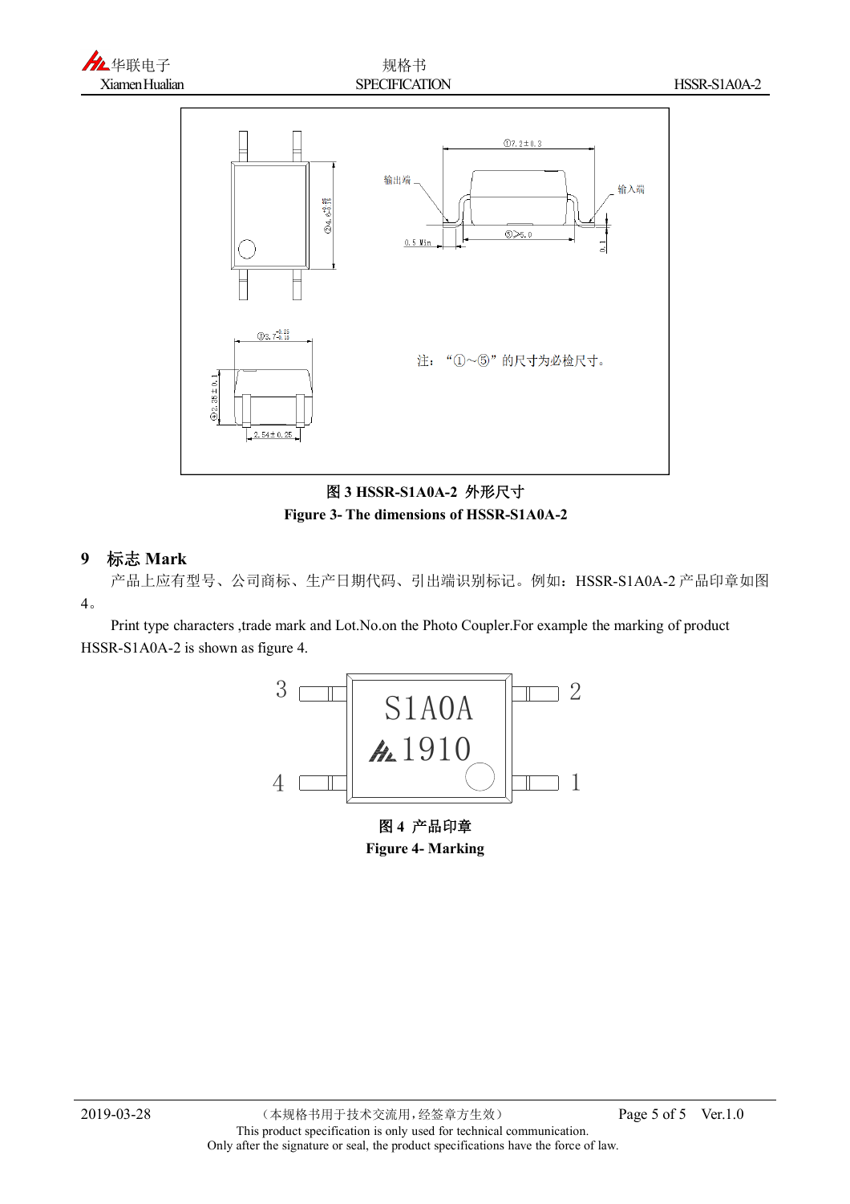①7.2±0.3

输出端

输入端

②4.6±0.25

0.5 Min

⑤>5.0

0.1

③3.7

④2.35±0.1

2.54±0.25

注："①~⑤"的尺寸为必检尺寸。

**图 3 HSSR-S1A0A-2 外形尺寸**

**Figure 3- The dimensions of HSSR-S1A0A-2**

## 9 标志 Mark

产品上应有型号、公司商标、生产日期代码、引出端识别标记。例如：HSSR-S1A0A-2 产品印章如图 4。

Print type characters ,trade mark and Lot.No.on the Photo Coupler.For example the marking of product HSSR-S1A0A-2 is shown as figure 4.

3

2

S1A0A

1910

4

1

**图 4 产品印章**

**Figure 4- Marking**

2019-03-28

（本规格书用于技术交流用，经签章方生效）

This product specification is only used for technical communication.

Only after the signature or seal, the product specifications have the force of law.

Ver.1.0